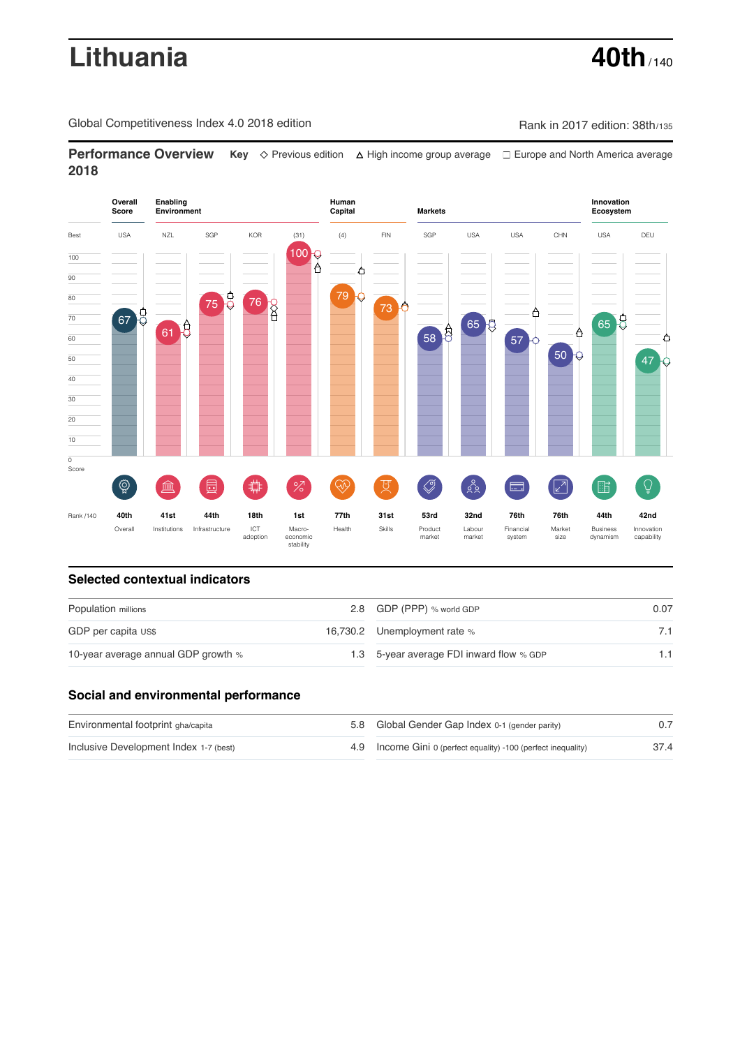# Lithuania

**40th** / 140

Global Competitiveness Index 4.0 2018 edition

Rank in 2017 edition: 38th/135

## Performance Overview 2018

**Key** ◇ Previous edition △ High income group average ☐ Europe and North America average

| | Overall Score | Enabling Environment | | | | Human Capital | | Markets | | | | Innovation Ecosystem | |
|---|---|---|---|---|---|---|---|---|---|---|---|---|---|
| Best | USA | NZL | SGP | KOR | (31) | (4) | FIN | SGP | USA | USA | CHN | USA | DEU |
| Score | 67 | 61 | 75 | 76 | 100 | 79 | 73 | 58 | 65 | 57 | 50 | 65 | 47 |
| Rank /140 | 40th | 41st | 44th | 18th | 1st | 77th | 31st | 53rd | 32nd | 76th | 76th | 44th | 42nd |
| | Overall | Institutions | Infrastructure | ICT adoption | Macro-economic stability | Health | Skills | Product market | Labour market | Financial system | Market size | Business dynamism | Innovation capability |

## Selected contextual indicators

| | | | |
|---|---|---|---|
| Population millions | 2.8 | GDP (PPP) % world GDP | 0.07 |
| GDP per capita US$ | 16,730.2 | Unemployment rate % | 7.1 |
| 10-year average annual GDP growth % | 1.3 | 5-year average FDI inward flow % GDP | 1.1 |

## Social and environmental performance

| | | | |
|---|---|---|---|
| Environmental footprint gha/capita | 5.8 | Global Gender Gap Index 0-1 (gender parity) | 0.7 |
| Inclusive Development Index 1-7 (best) | 4.9 | Income Gini 0 (perfect equality) -100 (perfect inequality) | 37.4 |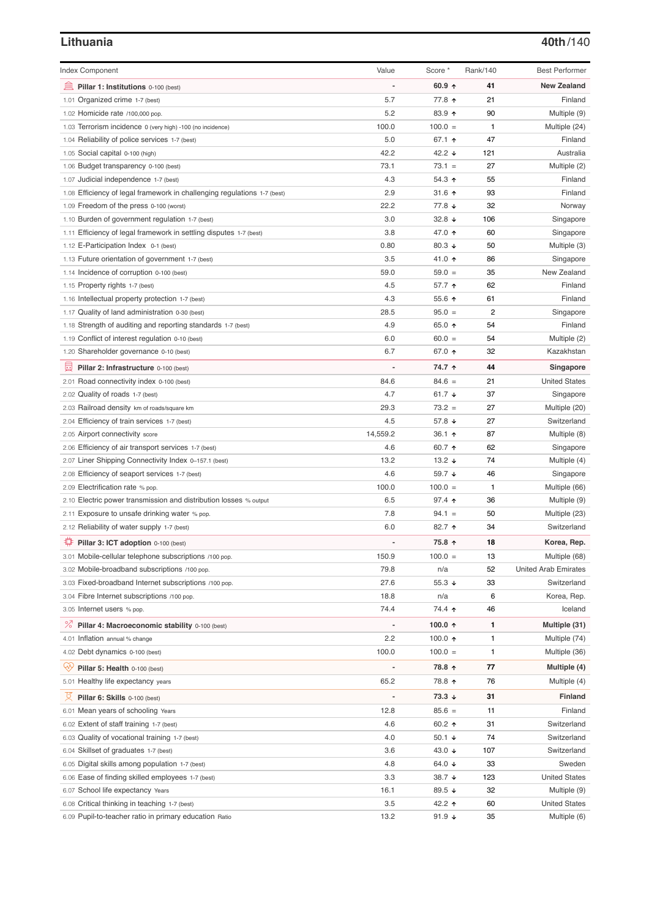## Lithuania

**40th**/140

| Index Component | Value | Score * | Rank/140 | Best Performer |
|---|---|---|---|---|
| **Pillar 1: Institutions** 0-100 (best) | - | **60.9 ↑** | **41** | **New Zealand** |
| 1.01 Organized crime 1-7 (best) | 5.7 | 77.8 ↑ | 21 | Finland |
| 1.02 Homicide rate /100,000 pop. | 5.2 | 83.9 ↑ | 90 | Multiple (9) |
| 1.03 Terrorism incidence 0 (very high) -100 (no incidence) | 100.0 | 100.0 = | 1 | Multiple (24) |
| 1.04 Reliability of police services 1-7 (best) | 5.0 | 67.1 ↑ | 47 | Finland |
| 1.05 Social capital 0-100 (high) | 42.2 | 42.2 ↓ | 121 | Australia |
| 1.06 Budget transparency 0-100 (best) | 73.1 | 73.1 = | 27 | Multiple (2) |
| 1.07 Judicial independence 1-7 (best) | 4.3 | 54.3 ↑ | 55 | Finland |
| 1.08 Efficiency of legal framework in challenging regulations 1-7 (best) | 2.9 | 31.6 ↑ | 93 | Finland |
| 1.09 Freedom of the press 0-100 (worst) | 22.2 | 77.8 ↓ | 32 | Norway |
| 1.10 Burden of government regulation 1-7 (best) | 3.0 | 32.8 ↓ | 106 | Singapore |
| 1.11 Efficiency of legal framework in settling disputes 1-7 (best) | 3.8 | 47.0 ↑ | 60 | Singapore |
| 1.12 E-Participation Index 0-1 (best) | 0.80 | 80.3 ↓ | 50 | Multiple (3) |
| 1.13 Future orientation of government 1-7 (best) | 3.5 | 41.0 ↑ | 86 | Singapore |
| 1.14 Incidence of corruption 0-100 (best) | 59.0 | 59.0 = | 35 | New Zealand |
| 1.15 Property rights 1-7 (best) | 4.5 | 57.7 ↑ | 62 | Finland |
| 1.16 Intellectual property protection 1-7 (best) | 4.3 | 55.6 ↑ | 61 | Finland |
| 1.17 Quality of land administration 0-30 (best) | 28.5 | 95.0 = | 2 | Singapore |
| 1.18 Strength of auditing and reporting standards 1-7 (best) | 4.9 | 65.0 ↑ | 54 | Finland |
| 1.19 Conflict of interest regulation 0-10 (best) | 6.0 | 60.0 = | 54 | Multiple (2) |
| 1.20 Shareholder governance 0-10 (best) | 6.7 | 67.0 ↑ | 32 | Kazakhstan |
| **Pillar 2: Infrastructure** 0-100 (best) | - | **74.7 ↑** | **44** | **Singapore** |
| 2.01 Road connectivity index 0-100 (best) | 84.6 | 84.6 = | 21 | United States |
| 2.02 Quality of roads 1-7 (best) | 4.7 | 61.7 ↓ | 37 | Singapore |
| 2.03 Railroad density km of roads/square km | 29.3 | 73.2 = | 27 | Multiple (20) |
| 2.04 Efficiency of train services 1-7 (best) | 4.5 | 57.8 ↓ | 27 | Switzerland |
| 2.05 Airport connectivity score | 14,559.2 | 36.1 ↑ | 87 | Multiple (8) |
| 2.06 Efficiency of air transport services 1-7 (best) | 4.6 | 60.7 ↑ | 62 | Singapore |
| 2.07 Liner Shipping Connectivity Index 0–157.1 (best) | 13.2 | 13.2 ↓ | 74 | Multiple (4) |
| 2.08 Efficiency of seaport services 1-7 (best) | 4.6 | 59.7 ↓ | 46 | Singapore |
| 2.09 Electrification rate % pop. | 100.0 | 100.0 = | 1 | Multiple (66) |
| 2.10 Electric power transmission and distribution losses % output | 6.5 | 97.4 ↑ | 36 | Multiple (9) |
| 2.11 Exposure to unsafe drinking water % pop. | 7.8 | 94.1 = | 50 | Multiple (23) |
| 2.12 Reliability of water supply 1-7 (best) | 6.0 | 82.7 ↑ | 34 | Switzerland |
| **Pillar 3: ICT adoption** 0-100 (best) | - | **75.8 ↑** | **18** | **Korea, Rep.** |
| 3.01 Mobile-cellular telephone subscriptions /100 pop. | 150.9 | 100.0 = | 13 | Multiple (68) |
| 3.02 Mobile-broadband subscriptions /100 pop. | 79.8 | n/a | 52 | United Arab Emirates |
| 3.03 Fixed-broadband Internet subscriptions /100 pop. | 27.6 | 55.3 ↓ | 33 | Switzerland |
| 3.04 Fibre Internet subscriptions /100 pop. | 18.8 | n/a | 6 | Korea, Rep. |
| 3.05 Internet users % pop. | 74.4 | 74.4 ↑ | 46 | Iceland |
| **Pillar 4: Macroeconomic stability** 0-100 (best) | - | **100.0 ↑** | **1** | **Multiple (31)** |
| 4.01 Inflation annual % change | 2.2 | 100.0 ↑ | 1 | Multiple (74) |
| 4.02 Debt dynamics 0-100 (best) | 100.0 | 100.0 = | 1 | Multiple (36) |
| **Pillar 5: Health** 0-100 (best) | - | **78.8 ↑** | **77** | **Multiple (4)** |
| 5.01 Healthy life expectancy years | 65.2 | 78.8 ↑ | 76 | Multiple (4) |
| **Pillar 6: Skills** 0-100 (best) | - | **73.3 ↓** | **31** | **Finland** |
| 6.01 Mean years of schooling Years | 12.8 | 85.6 = | 11 | Finland |
| 6.02 Extent of staff training 1-7 (best) | 4.6 | 60.2 ↑ | 31 | Switzerland |
| 6.03 Quality of vocational training 1-7 (best) | 4.0 | 50.1 ↓ | 74 | Switzerland |
| 6.04 Skillset of graduates 1-7 (best) | 3.6 | 43.0 ↓ | 107 | Switzerland |
| 6.05 Digital skills among population 1-7 (best) | 4.8 | 64.0 ↓ | 33 | Sweden |
| 6.06 Ease of finding skilled employees 1-7 (best) | 3.3 | 38.7 ↓ | 123 | United States |
| 6.07 School life expectancy Years | 16.1 | 89.5 ↓ | 32 | Multiple (9) |
| 6.08 Critical thinking in teaching 1-7 (best) | 3.5 | 42.2 ↑ | 60 | United States |
| 6.09 Pupil-to-teacher ratio in primary education Ratio | 13.2 | 91.9 ↓ | 35 | Multiple (6) |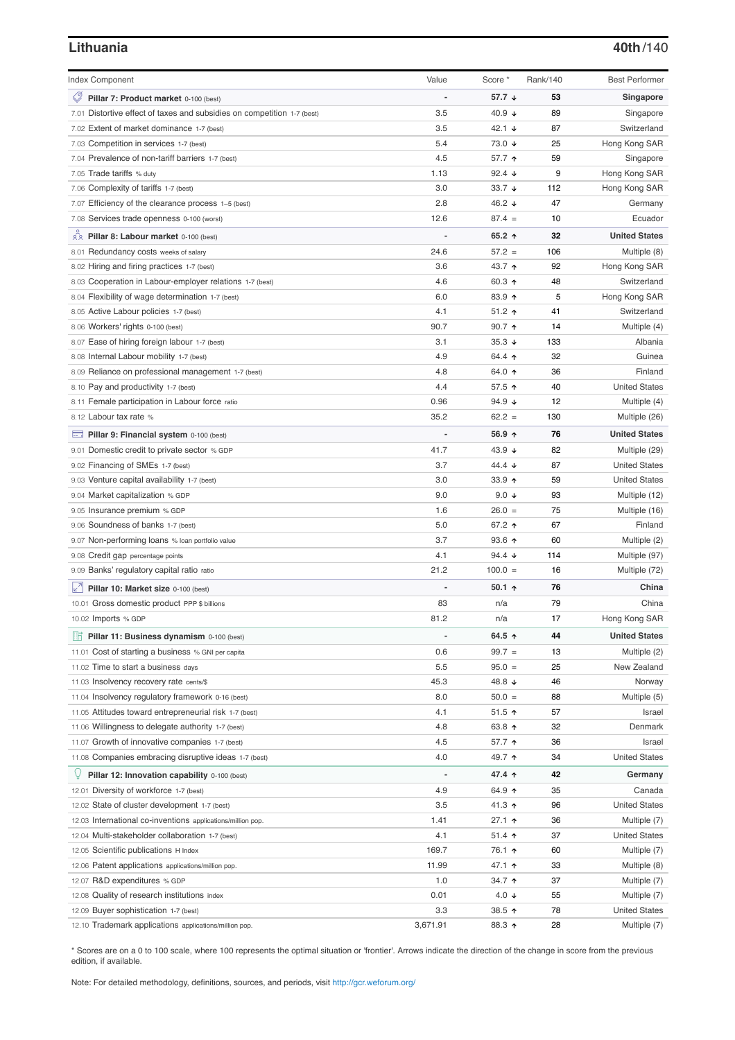## Lithuania

**40th**/140

| Index Component | Value | Score * | Rank/140 | Best Performer |
|---|---|---|---|---|
| **Pillar 7: Product market** 0-100 (best) | - | **57.7 ↓** | **53** | **Singapore** |
| 7.01 Distortive effect of taxes and subsidies on competition 1-7 (best) | 3.5 | 40.9 ↓ | 89 | Singapore |
| 7.02 Extent of market dominance 1-7 (best) | 3.5 | 42.1 ↓ | 87 | Switzerland |
| 7.03 Competition in services 1-7 (best) | 5.4 | 73.0 ↓ | 25 | Hong Kong SAR |
| 7.04 Prevalence of non-tariff barriers 1-7 (best) | 4.5 | 57.7 ↑ | 59 | Singapore |
| 7.05 Trade tariffs % duty | 1.13 | 92.4 ↓ | 9 | Hong Kong SAR |
| 7.06 Complexity of tariffs 1-7 (best) | 3.0 | 33.7 ↓ | 112 | Hong Kong SAR |
| 7.07 Efficiency of the clearance process 1–5 (best) | 2.8 | 46.2 ↓ | 47 | Germany |
| 7.08 Services trade openness 0-100 (worst) | 12.6 | 87.4 = | 10 | Ecuador |
| **Pillar 8: Labour market** 0-100 (best) | - | **65.2 ↑** | **32** | **United States** |
| 8.01 Redundancy costs weeks of salary | 24.6 | 57.2 = | 106 | Multiple (8) |
| 8.02 Hiring and firing practices 1-7 (best) | 3.6 | 43.7 ↑ | 92 | Hong Kong SAR |
| 8.03 Cooperation in Labour-employer relations 1-7 (best) | 4.6 | 60.3 ↑ | 48 | Switzerland |
| 8.04 Flexibility of wage determination 1-7 (best) | 6.0 | 83.9 ↑ | 5 | Hong Kong SAR |
| 8.05 Active Labour policies 1-7 (best) | 4.1 | 51.2 ↑ | 41 | Switzerland |
| 8.06 Workers' rights 0-100 (best) | 90.7 | 90.7 ↑ | 14 | Multiple (4) |
| 8.07 Ease of hiring foreign labour 1-7 (best) | 3.1 | 35.3 ↓ | 133 | Albania |
| 8.08 Internal Labour mobility 1-7 (best) | 4.9 | 64.4 ↑ | 32 | Guinea |
| 8.09 Reliance on professional management 1-7 (best) | 4.8 | 64.0 ↑ | 36 | Finland |
| 8.10 Pay and productivity 1-7 (best) | 4.4 | 57.5 ↑ | 40 | United States |
| 8.11 Female participation in Labour force ratio | 0.96 | 94.9 ↓ | 12 | Multiple (4) |
| 8.12 Labour tax rate % | 35.2 | 62.2 = | 130 | Multiple (26) |
| **Pillar 9: Financial system** 0-100 (best) | - | **56.9 ↑** | **76** | **United States** |
| 9.01 Domestic credit to private sector % GDP | 41.7 | 43.9 ↓ | 82 | Multiple (29) |
| 9.02 Financing of SMEs 1-7 (best) | 3.7 | 44.4 ↓ | 87 | United States |
| 9.03 Venture capital availability 1-7 (best) | 3.0 | 33.9 ↑ | 59 | United States |
| 9.04 Market capitalization % GDP | 9.0 | 9.0 ↓ | 93 | Multiple (12) |
| 9.05 Insurance premium % GDP | 1.6 | 26.0 = | 75 | Multiple (16) |
| 9.06 Soundness of banks 1-7 (best) | 5.0 | 67.2 ↑ | 67 | Finland |
| 9.07 Non-performing loans % loan portfolio value | 3.7 | 93.6 ↑ | 60 | Multiple (2) |
| 9.08 Credit gap percentage points | 4.1 | 94.4 ↓ | 114 | Multiple (97) |
| 9.09 Banks' regulatory capital ratio ratio | 21.2 | 100.0 = | 16 | Multiple (72) |
| **Pillar 10: Market size** 0-100 (best) | - | **50.1 ↑** | **76** | **China** |
| 10.01 Gross domestic product PPP $ billions | 83 | n/a | 79 | China |
| 10.02 Imports % GDP | 81.2 | n/a | 17 | Hong Kong SAR |
| **Pillar 11: Business dynamism** 0-100 (best) | - | **64.5 ↑** | **44** | **United States** |
| 11.01 Cost of starting a business % GNI per capita | 0.6 | 99.7 = | 13 | Multiple (2) |
| 11.02 Time to start a business days | 5.5 | 95.0 = | 25 | New Zealand |
| 11.03 Insolvency recovery rate cents/$ | 45.3 | 48.8 ↓ | 46 | Norway |
| 11.04 Insolvency regulatory framework 0-16 (best) | 8.0 | 50.0 = | 88 | Multiple (5) |
| 11.05 Attitudes toward entrepreneurial risk 1-7 (best) | 4.1 | 51.5 ↑ | 57 | Israel |
| 11.06 Willingness to delegate authority 1-7 (best) | 4.8 | 63.8 ↑ | 32 | Denmark |
| 11.07 Growth of innovative companies 1-7 (best) | 4.5 | 57.7 ↑ | 36 | Israel |
| 11.08 Companies embracing disruptive ideas 1-7 (best) | 4.0 | 49.7 ↑ | 34 | United States |
| **Pillar 12: Innovation capability** 0-100 (best) | - | **47.4 ↑** | **42** | **Germany** |
| 12.01 Diversity of workforce 1-7 (best) | 4.9 | 64.9 ↑ | 35 | Canada |
| 12.02 State of cluster development 1-7 (best) | 3.5 | 41.3 ↑ | 96 | United States |
| 12.03 International co-inventions applications/million pop. | 1.41 | 27.1 ↑ | 36 | Multiple (7) |
| 12.04 Multi-stakeholder collaboration 1-7 (best) | 4.1 | 51.4 ↑ | 37 | United States |
| 12.05 Scientific publications H Index | 169.7 | 76.1 ↑ | 60 | Multiple (7) |
| 12.06 Patent applications applications/million pop. | 11.99 | 47.1 ↑ | 33 | Multiple (8) |
| 12.07 R&D expenditures % GDP | 1.0 | 34.7 ↑ | 37 | Multiple (7) |
| 12.08 Quality of research institutions index | 0.01 | 4.0 ↓ | 55 | Multiple (7) |
| 12.09 Buyer sophistication 1-7 (best) | 3.3 | 38.5 ↑ | 78 | United States |
| 12.10 Trademark applications applications/million pop. | 3,671.91 | 88.3 ↑ | 28 | Multiple (7) |

* Scores are on a 0 to 100 scale, where 100 represents the optimal situation or 'frontier'. Arrows indicate the direction of the change in score from the previous edition, if available.

Note: For detailed methodology, definitions, sources, and periods, visit http://gcr.weforum.org/